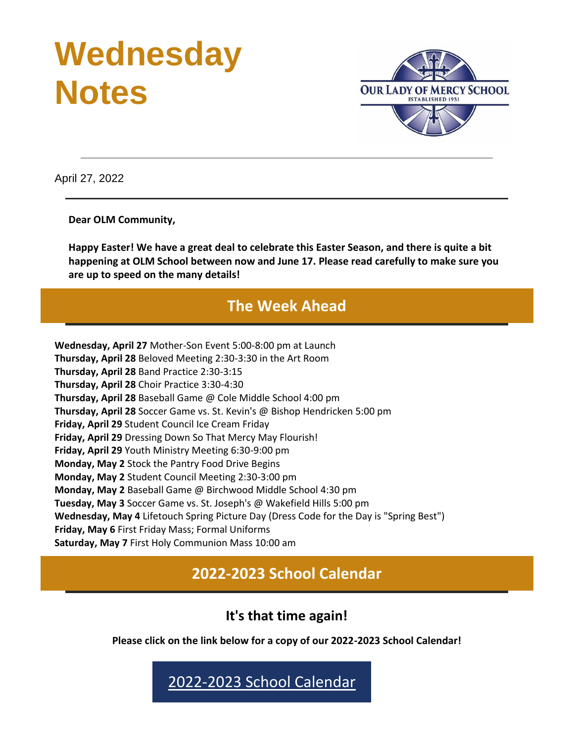# Wednesday Notes

OUR LADY OF MERCY SCHOOL
ESTABLISHED 1951

---

April 27, 2022

---

**Dear OLM Community,**

**Happy Easter! We have a great deal to celebrate this Easter Season, and there is quite a bit happening at OLM School between now and June 17. Please read carefully to make sure you are up to speed on the many details!**

## The Week Ahead

**Wednesday, April 27** Mother-Son Event 5:00-8:00 pm at Launch
**Thursday, April 28** Beloved Meeting 2:30-3:30 in the Art Room
**Thursday, April 28** Band Practice 2:30-3:15
**Thursday, April 28** Choir Practice 3:30-4:30
**Thursday, April 28** Baseball Game @ Cole Middle School 4:00 pm
**Thursday, April 28** Soccer Game vs. St. Kevin's @ Bishop Hendricken 5:00 pm
**Friday, April 29** Student Council Ice Cream Friday
**Friday, April 29** Dressing Down So That Mercy May Flourish!
**Friday, April 29** Youth Ministry Meeting 6:30-9:00 pm
**Monday, May 2** Stock the Pantry Food Drive Begins
**Monday, May 2** Student Council Meeting 2:30-3:00 pm
**Monday, May 2** Baseball Game @ Birchwood Middle School 4:30 pm
**Tuesday, May 3** Soccer Game vs. St. Joseph's @ Wakefield Hills 5:00 pm
**Wednesday, May 4** Lifetouch Spring Picture Day (Dress Code for the Day is "Spring Best")
**Friday, May 6** First Friday Mass; Formal Uniforms
**Saturday, May 7** First Holy Communion Mass 10:00 am

## 2022-2023 School Calendar

### It's that time again!

**Please click on the link below for a copy of our 2022-2023 School Calendar!**

2022-2023 School Calendar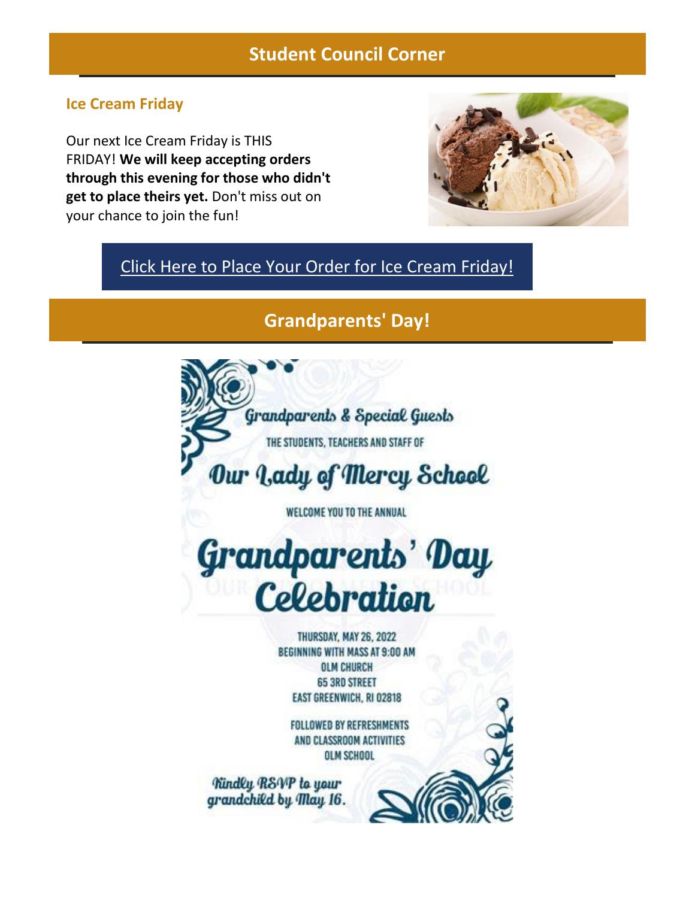## Student Council Corner

### Ice Cream Friday

Our next Ice Cream Friday is THIS FRIDAY! **We will keep accepting orders through this evening for those who didn't get to place theirs yet.** Don't miss out on your chance to join the fun!

Click Here to Place Your Order for Ice Cream Friday!

## Grandparents' Day!

Grandparents & Special Guests

THE STUDENTS, TEACHERS AND STAFF OF

Our Lady of Mercy School

WELCOME YOU TO THE ANNUAL

Grandparents' Day Celebration

THURSDAY, MAY 26, 2022
BEGINNING WITH MASS AT 9:00 AM
OLM CHURCH
65 3RD STREET
EAST GREENWICH, RI 02818

FOLLOWED BY REFRESHMENTS
AND CLASSROOM ACTIVITIES
OLM SCHOOL

Kindly RSVP to your grandchild by May 16.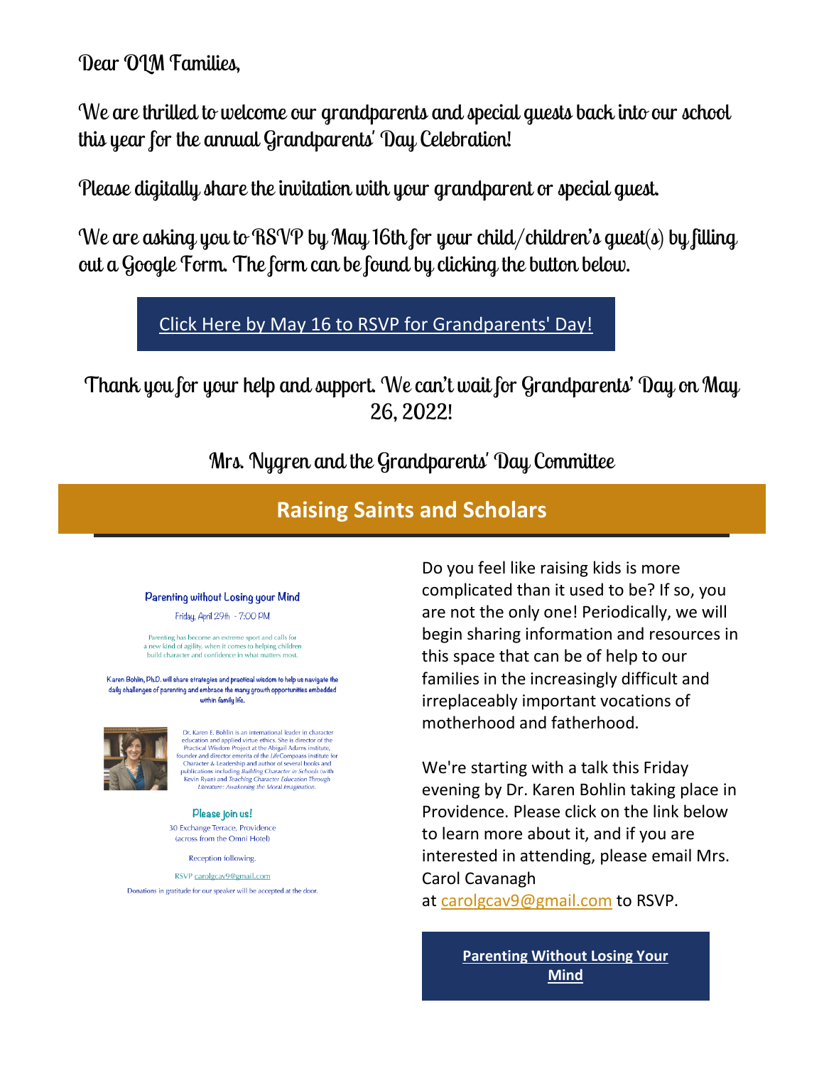Dear OLM Families,

We are thrilled to welcome our grandparents and special guests back into our school this year for the annual Grandparents' Day Celebration!

Please digitally share the invitation with your grandparent or special guest.

We are asking you to RSVP by May 16th for your child/children's guest(s) by filling out a Google Form. The form can be found by clicking the button below.

Click Here by May 16 to RSVP for Grandparents' Day!

Thank you for your help and support. We can't wait for Grandparents' Day on May 26, 2022!

Mrs. Nygren and the Grandparents' Day Committee

## Raising Saints and Scholars

Parenting without Losing your Mind

Friday, April 29th - 7:00 PM

Parenting has become an extreme sport and calls for a new kind of agility when it comes to helping children build character and confidence in what matters most.

Karen Bohlin, Ph.D. will share strategies and practical wisdom to help us navigate the daily challenges of parenting and embrace the many growth opportunities embedded within family life.

Dr. Karen E. Bohlin is an international leader in character education and applied virtue ethics. She is director of the Practical Wisdom Project at the Abigail Adams institute, founder and director emerita of the LifeCompass institute for Character & Leadership and author of several books and publications including *Building Character in Schools* (with Kevin Ryan) and *Teaching Character Education Through Literature: Awakening the Moral Imagination*.

Please join us!

30 Exchange Terrace, Providence (across from the Omni Hotel)

Reception following.

RSVP carolgcav9@gmail.com

Donations in gratitude for our speaker will be accepted at the door.

Do you feel like raising kids is more complicated than it used to be? If so, you are not the only one! Periodically, we will begin sharing information and resources in this space that can be of help to our families in the increasingly difficult and irreplaceably important vocations of motherhood and fatherhood.

We're starting with a talk this Friday evening by Dr. Karen Bohlin taking place in Providence. Please click on the link below to learn more about it, and if you are interested in attending, please email Mrs. Carol Cavanagh at carolgcav9@gmail.com to RSVP.

**Parenting Without Losing Your Mind**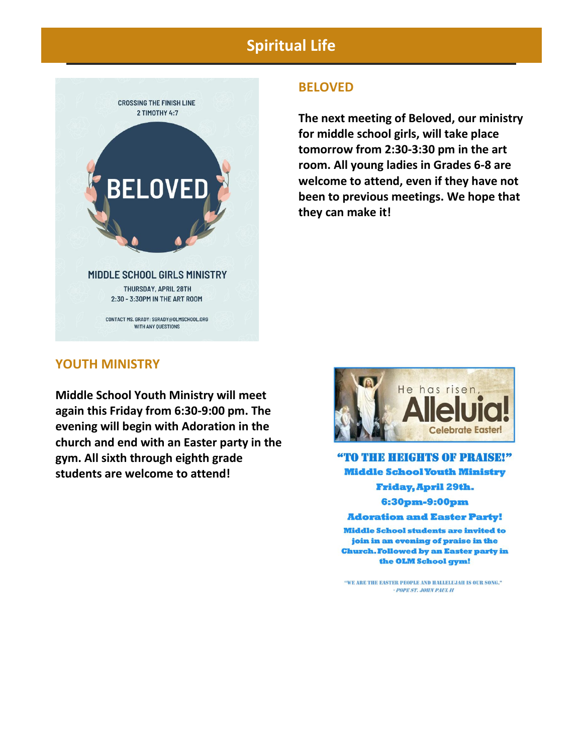# Spiritual Life

CROSSING THE FINISH LINE
2 TIMOTHY 4:7

BELOVED

MIDDLE SCHOOL GIRLS MINISTRY

THURSDAY, APRIL 28TH
2:30 - 3:30PM IN THE ART ROOM

CONTACT MS. GRADY: SGRADY@OLMSCHOOL.ORG
WITH ANY QUESTIONS

## BELOVED

**The next meeting of Beloved, our ministry for middle school girls, will take place tomorrow from 2:30-3:30 pm in the art room. All young ladies in Grades 6-8 are welcome to attend, even if they have not been to previous meetings. We hope that they can make it!**

## YOUTH MINISTRY

**Middle School Youth Ministry will meet again this Friday from 6:30-9:00 pm. The evening will begin with Adoration in the church and end with an Easter party in the gym. All sixth through eighth grade students are welcome to attend!**

He has risen, Alleluia! Celebrate Easter!

**"TO THE HEIGHTS OF PRAISE!"**

**Middle School Youth Ministry**

**Friday, April 29th.**

**6:30pm-9:00pm**

**Adoration and Easter Party!**

**Middle School students are invited to join in an evening of praise in the Church. Followed by an Easter party in the OLM School gym!**

"WE ARE THE EASTER PEOPLE AND HALLELUJAH IS OUR SONG."
*- POPE ST. JOHN PAUL II*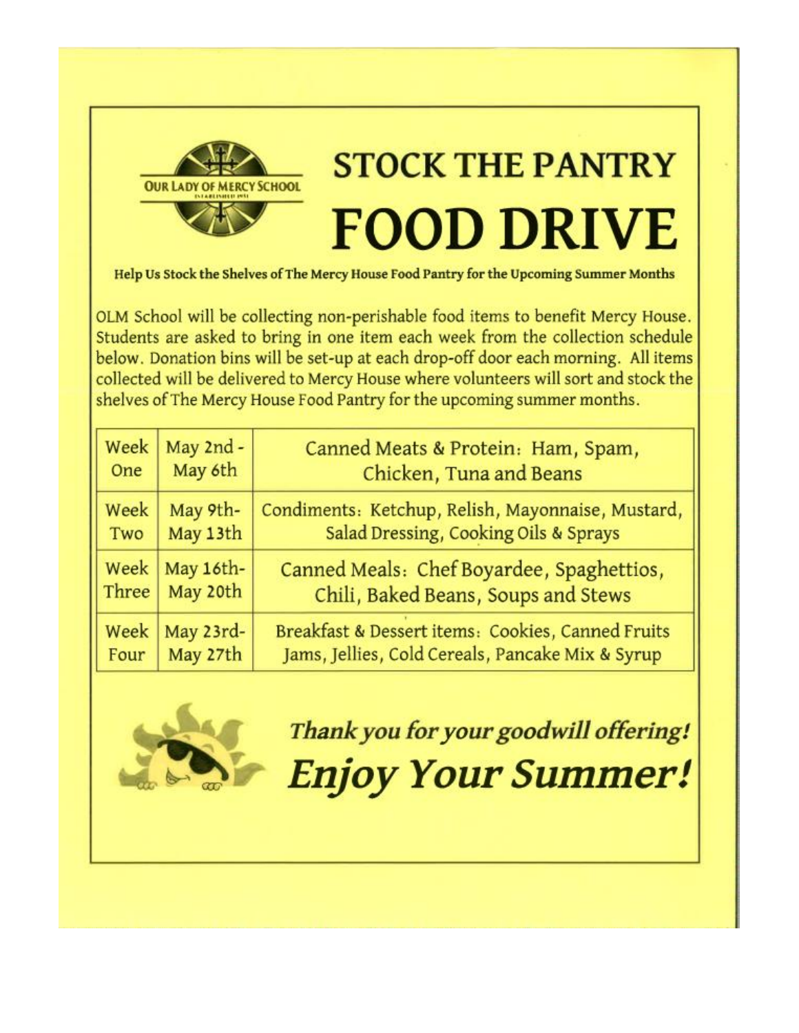OUR LADY OF MERCY SCHOOL

# STOCK THE PANTRY FOOD DRIVE

**Help Us Stock the Shelves of The Mercy House Food Pantry for the Upcoming Summer Months**

OLM School will be collecting non-perishable food items to benefit Mercy House. Students are asked to bring in one item each week from the collection schedule below. Donation bins will be set-up at each drop-off door each morning. All items collected will be delivered to Mercy House where volunteers will sort and stock the shelves of The Mercy House Food Pantry for the upcoming summer months.

| | | |
|---|---|---|
| Week One | May 2nd - May 6th | Canned Meats & Protein: Ham, Spam, Chicken, Tuna and Beans |
| Week Two | May 9th- May 13th | Condiments: Ketchup, Relish, Mayonnaise, Mustard, Salad Dressing, Cooking Oils & Sprays |
| Week Three | May 16th- May 20th | Canned Meals: Chef Boyardee, Spaghettios, Chili, Baked Beans, Soups and Stews |
| Week Four | May 23rd- May 27th | Breakfast & Dessert items: Cookies, Canned Fruits Jams, Jellies, Cold Cereals, Pancake Mix & Syrup |

***Thank you for your goodwill offering!***

***Enjoy Your Summer!***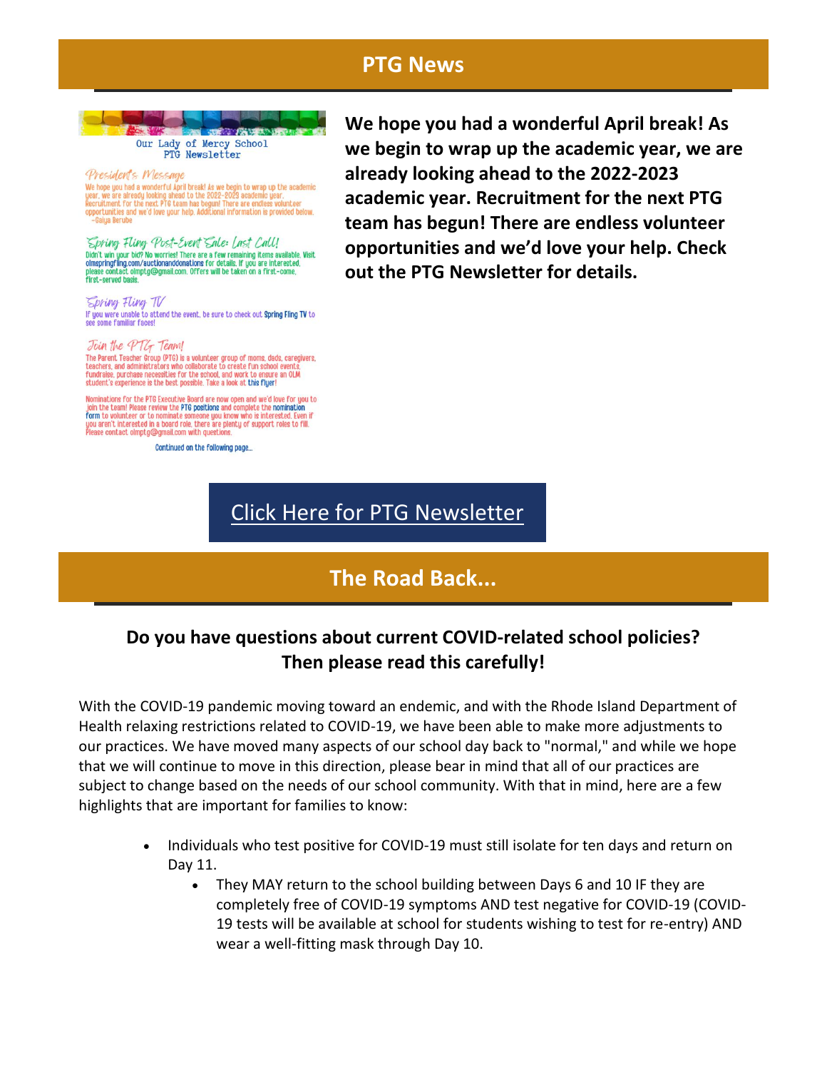## PTG News

Our Lady of Mercy School
PTG Newsletter

*President's Message*

We hope you had a wonderful April break! As we begin to wrap up the academic year, we are already looking ahead to the 2022-2023 academic year. Recruitment for the next PTG team has begun! There are endless volunteer opportunities and we'd love your help. Additional information is provided below.
~Galya Berube

*Spring Fling Post-Event Sale: Last Call!*

Didn't win your bid? No worries! There are a few remaining items available. Visit olmspringfling.com/auctionanddonations for details. If you are interested, please contact olmptg@gmail.com. Offers will be taken on a first-come, first-served basis.

*Spring Fling TV*

If you were unable to attend the event, be sure to check out Spring Fling TV to see some familiar faces!

*Join the PTG Team!*

The Parent Teacher Group (PTG) is a volunteer group of moms, dads, caregivers, teachers, and administrators who collaborate to create fun school events, fundraise, purchase necessities for the school, and work to ensure an OLM student's experience is the best possible. Take a look at this flyer!

Nominations for the PTG Executive Board are now open and we'd love for you to join the team! Please review the PTG positions and complete the nomination form to volunteer or to nominate someone you know who is interested. Even if you aren't interested in a board role, there are plenty of support roles to fill. Please contact olmptg@gmail.com with questions.

Continued on the following page...

**We hope you had a wonderful April break! As we begin to wrap up the academic year, we are already looking ahead to the 2022-2023 academic year. Recruitment for the next PTG team has begun! There are endless volunteer opportunities and we'd love your help. Check out the PTG Newsletter for details.**

Click Here for PTG Newsletter

## The Road Back...

### Do you have questions about current COVID-related school policies? Then please read this carefully!

With the COVID-19 pandemic moving toward an endemic, and with the Rhode Island Department of Health relaxing restrictions related to COVID-19, we have been able to make more adjustments to our practices. We have moved many aspects of our school day back to "normal," and while we hope that we will continue to move in this direction, please bear in mind that all of our practices are subject to change based on the needs of our school community. With that in mind, here are a few highlights that are important for families to know:

- Individuals who test positive for COVID-19 must still isolate for ten days and return on Day 11.
  - They MAY return to the school building between Days 6 and 10 IF they are completely free of COVID-19 symptoms AND test negative for COVID-19 (COVID-19 tests will be available at school for students wishing to test for re-entry) AND wear a well-fitting mask through Day 10.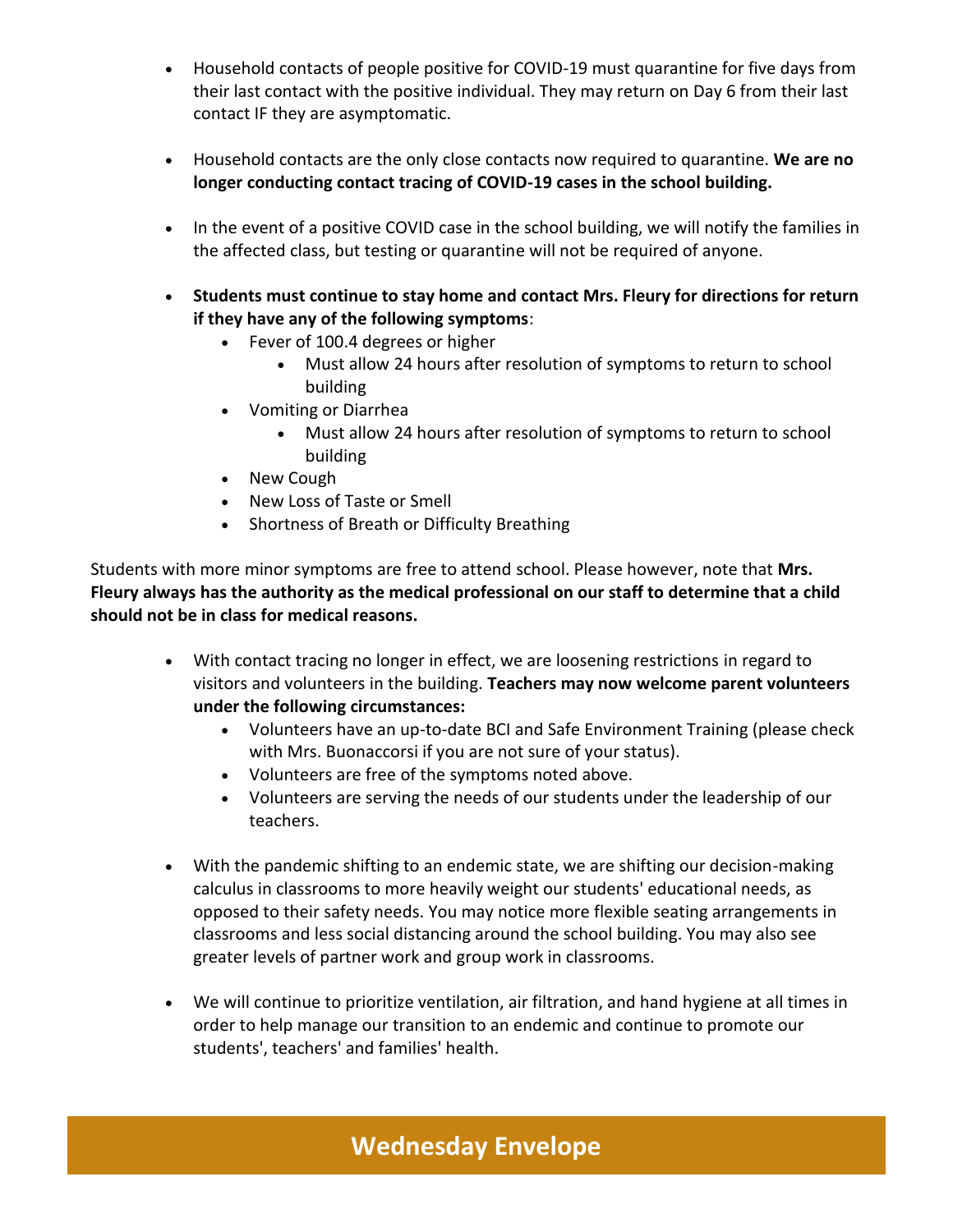- Household contacts of people positive for COVID-19 must quarantine for five days from their last contact with the positive individual. They may return on Day 6 from their last contact IF they are asymptomatic.

- Household contacts are the only close contacts now required to quarantine. **We are no longer conducting contact tracing of COVID-19 cases in the school building.**

- In the event of a positive COVID case in the school building, we will notify the families in the affected class, but testing or quarantine will not be required of anyone.

- **Students must continue to stay home and contact Mrs. Fleury for directions for return if they have any of the following symptoms**:
  - Fever of 100.4 degrees or higher
    - Must allow 24 hours after resolution of symptoms to return to school building
  - Vomiting or Diarrhea
    - Must allow 24 hours after resolution of symptoms to return to school building
  - New Cough
  - New Loss of Taste or Smell
  - Shortness of Breath or Difficulty Breathing

Students with more minor symptoms are free to attend school. Please however, note that **Mrs. Fleury always has the authority as the medical professional on our staff to determine that a child should not be in class for medical reasons.**

- With contact tracing no longer in effect, we are loosening restrictions in regard to visitors and volunteers in the building. **Teachers may now welcome parent volunteers under the following circumstances:**
  - Volunteers have an up-to-date BCI and Safe Environment Training (please check with Mrs. Buonaccorsi if you are not sure of your status).
  - Volunteers are free of the symptoms noted above.
  - Volunteers are serving the needs of our students under the leadership of our teachers.

- With the pandemic shifting to an endemic state, we are shifting our decision-making calculus in classrooms to more heavily weight our students' educational needs, as opposed to their safety needs. You may notice more flexible seating arrangements in classrooms and less social distancing around the school building. You may also see greater levels of partner work and group work in classrooms.

- We will continue to prioritize ventilation, air filtration, and hand hygiene at all times in order to help manage our transition to an endemic and continue to promote our students', teachers' and families' health.

## Wednesday Envelope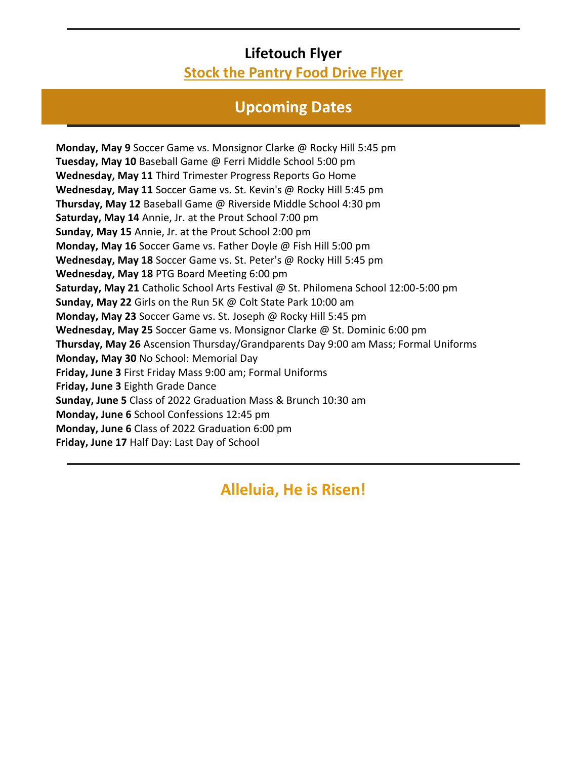**Lifetouch Flyer**

**Stock the Pantry Food Drive Flyer**

## Upcoming Dates

**Monday, May 9** Soccer Game vs. Monsignor Clarke @ Rocky Hill 5:45 pm
**Tuesday, May 10** Baseball Game @ Ferri Middle School 5:00 pm
**Wednesday, May 11** Third Trimester Progress Reports Go Home
**Wednesday, May 11** Soccer Game vs. St. Kevin's @ Rocky Hill 5:45 pm
**Thursday, May 12** Baseball Game @ Riverside Middle School 4:30 pm
**Saturday, May 14** Annie, Jr. at the Prout School 7:00 pm
**Sunday, May 15** Annie, Jr. at the Prout School 2:00 pm
**Monday, May 16** Soccer Game vs. Father Doyle @ Fish Hill 5:00 pm
**Wednesday, May 18** Soccer Game vs. St. Peter's @ Rocky Hill 5:45 pm
**Wednesday, May 18** PTG Board Meeting 6:00 pm
**Saturday, May 21** Catholic School Arts Festival @ St. Philomena School 12:00-5:00 pm
**Sunday, May 22** Girls on the Run 5K @ Colt State Park 10:00 am
**Monday, May 23** Soccer Game vs. St. Joseph @ Rocky Hill 5:45 pm
**Wednesday, May 25** Soccer Game vs. Monsignor Clarke @ St. Dominic 6:00 pm
**Thursday, May 26** Ascension Thursday/Grandparents Day 9:00 am Mass; Formal Uniforms
**Monday, May 30** No School: Memorial Day
**Friday, June 3** First Friday Mass 9:00 am; Formal Uniforms
**Friday, June 3** Eighth Grade Dance
**Sunday, June 5** Class of 2022 Graduation Mass & Brunch 10:30 am
**Monday, June 6** School Confessions 12:45 pm
**Monday, June 6** Class of 2022 Graduation 6:00 pm
**Friday, June 17** Half Day: Last Day of School

## Alleluia, He is Risen!